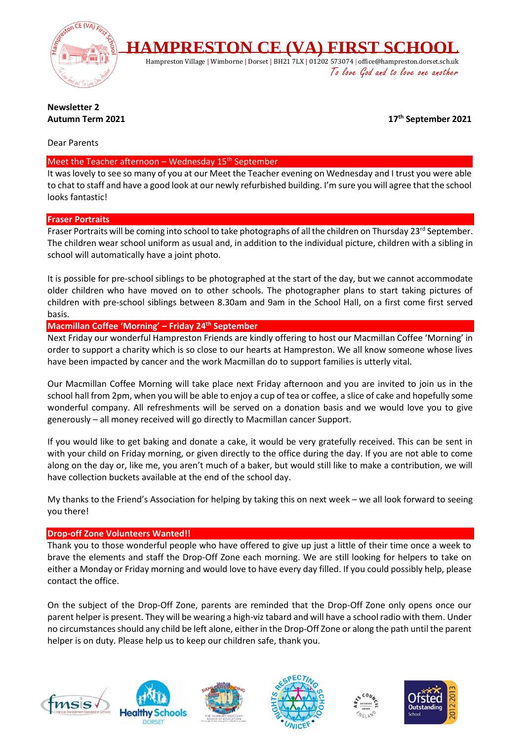# HAMPRESTON CE (VA) FIRST SCHOOL

Hampreston Village | Wimborne | Dorset | BH21 7LX | 01202 573074 | office@hampreston.dorset.sch.uk

*To love God and to love one another*

**Newsletter 2**
**Autumn Term 2021**

**17th September 2021**

Dear Parents

## Meet the Teacher afternoon – Wednesday 15th September

It was lovely to see so many of you at our Meet the Teacher evening on Wednesday and I trust you were able to chat to staff and have a good look at our newly refurbished building. I'm sure you will agree that the school looks fantastic!

## Fraser Portraits

Fraser Portraits will be coming into school to take photographs of all the children on Thursday 23rd September. The children wear school uniform as usual and, in addition to the individual picture, children with a sibling in school will automatically have a joint photo.

It is possible for pre-school siblings to be photographed at the start of the day, but we cannot accommodate older children who have moved on to other schools. The photographer plans to start taking pictures of children with pre-school siblings between 8.30am and 9am in the School Hall, on a first come first served basis.

## Macmillan Coffee 'Morning' – Friday 24th September

Next Friday our wonderful Hampreston Friends are kindly offering to host our Macmillan Coffee 'Morning' in order to support a charity which is so close to our hearts at Hampreston. We all know someone whose lives have been impacted by cancer and the work Macmillan do to support families is utterly vital.

Our Macmillan Coffee Morning will take place next Friday afternoon and you are invited to join us in the school hall from 2pm, when you will be able to enjoy a cup of tea or coffee, a slice of cake and hopefully some wonderful company. All refreshments will be served on a donation basis and we would love you to give generously – all money received will go directly to Macmillan cancer Support.

If you would like to get baking and donate a cake, it would be very gratefully received. This can be sent in with your child on Friday morning, or given directly to the office during the day. If you are not able to come along on the day or, like me, you aren't much of a baker, but would still like to make a contribution, we will have collection buckets available at the end of the school day.

My thanks to the Friend's Association for helping by taking this on next week – we all look forward to seeing you there!

## Drop-off Zone Volunteers Wanted!!

Thank you to those wonderful people who have offered to give up just a little of their time once a week to brave the elements and staff the Drop-Off Zone each morning. We are still looking for helpers to take on either a Monday or Friday morning and would love to have every day filled. If you could possibly help, please contact the office.

On the subject of the Drop-Off Zone, parents are reminded that the Drop-Off Zone only opens once our parent helper is present. They will be wearing a high-viz tabard and will have a school radio with them. Under no circumstances should any child be left alone, either in the Drop-Off Zone or along the path until the parent helper is on duty. Please help us to keep our children safe, thank you.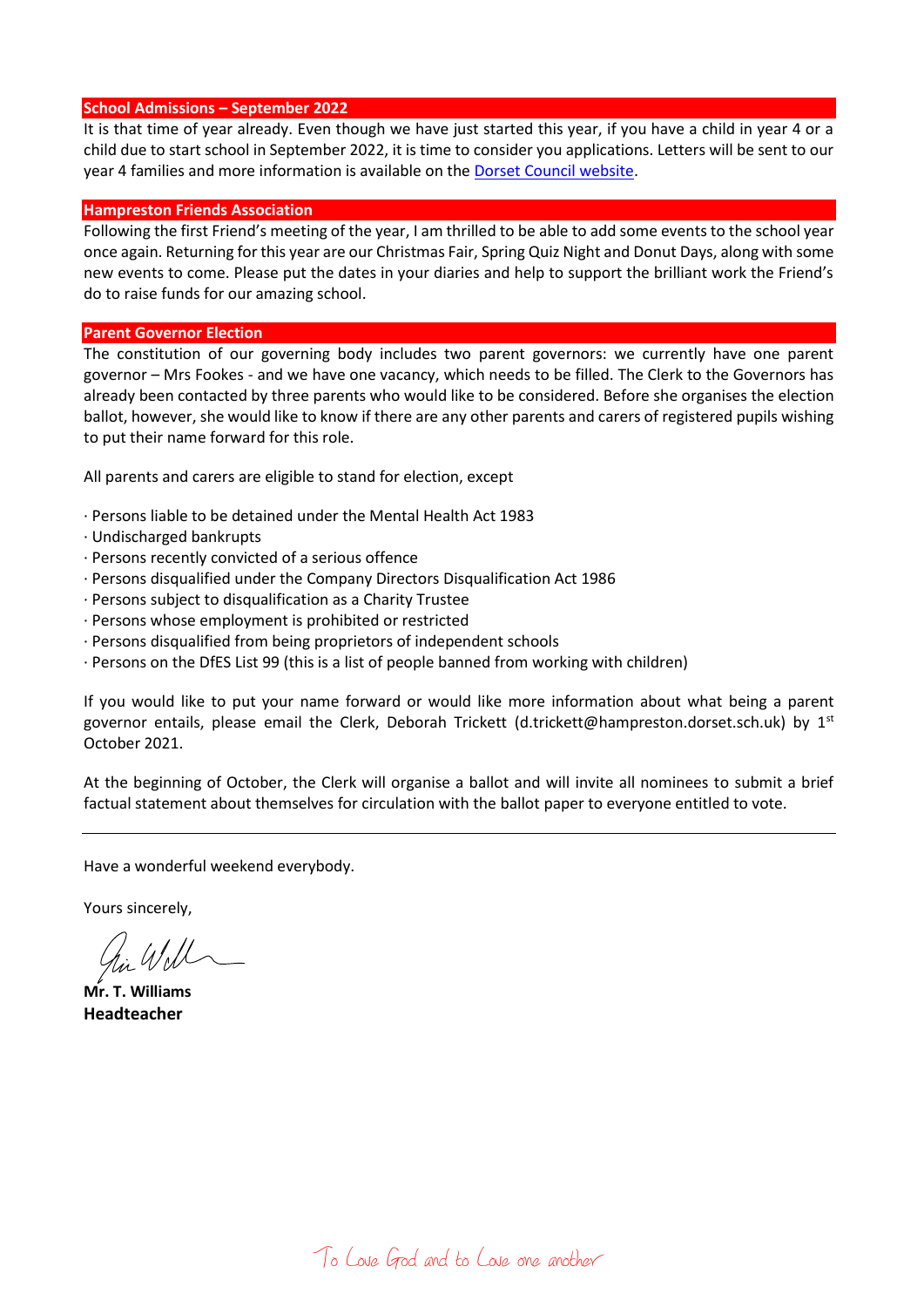## School Admissions – September 2022

It is that time of year already. Even though we have just started this year, if you have a child in year 4 or a child due to start school in September 2022, it is time to consider you applications. Letters will be sent to our year 4 families and more information is available on the Dorset Council website.

## Hampreston Friends Association

Following the first Friend's meeting of the year, I am thrilled to be able to add some events to the school year once again. Returning for this year are our Christmas Fair, Spring Quiz Night and Donut Days, along with some new events to come. Please put the dates in your diaries and help to support the brilliant work the Friend's do to raise funds for our amazing school.

## Parent Governor Election

The constitution of our governing body includes two parent governors: we currently have one parent governor – Mrs Fookes - and we have one vacancy, which needs to be filled. The Clerk to the Governors has already been contacted by three parents who would like to be considered. Before she organises the election ballot, however, she would like to know if there are any other parents and carers of registered pupils wishing to put their name forward for this role.

All parents and carers are eligible to stand for election, except

- Persons liable to be detained under the Mental Health Act 1983
- Undischarged bankrupts
- Persons recently convicted of a serious offence
- Persons disqualified under the Company Directors Disqualification Act 1986
- Persons subject to disqualification as a Charity Trustee
- Persons whose employment is prohibited or restricted
- Persons disqualified from being proprietors of independent schools
- Persons on the DfES List 99 (this is a list of people banned from working with children)

If you would like to put your name forward or would like more information about what being a parent governor entails, please email the Clerk, Deborah Trickett (d.trickett@hampreston.dorset.sch.uk) by 1st October 2021.

At the beginning of October, the Clerk will organise a ballot and will invite all nominees to submit a brief factual statement about themselves for circulation with the ballot paper to everyone entitled to vote.

---

Have a wonderful weekend everybody.

Yours sincerely,

**Mr. T. Williams**
**Headteacher**

To Love God and to Love one another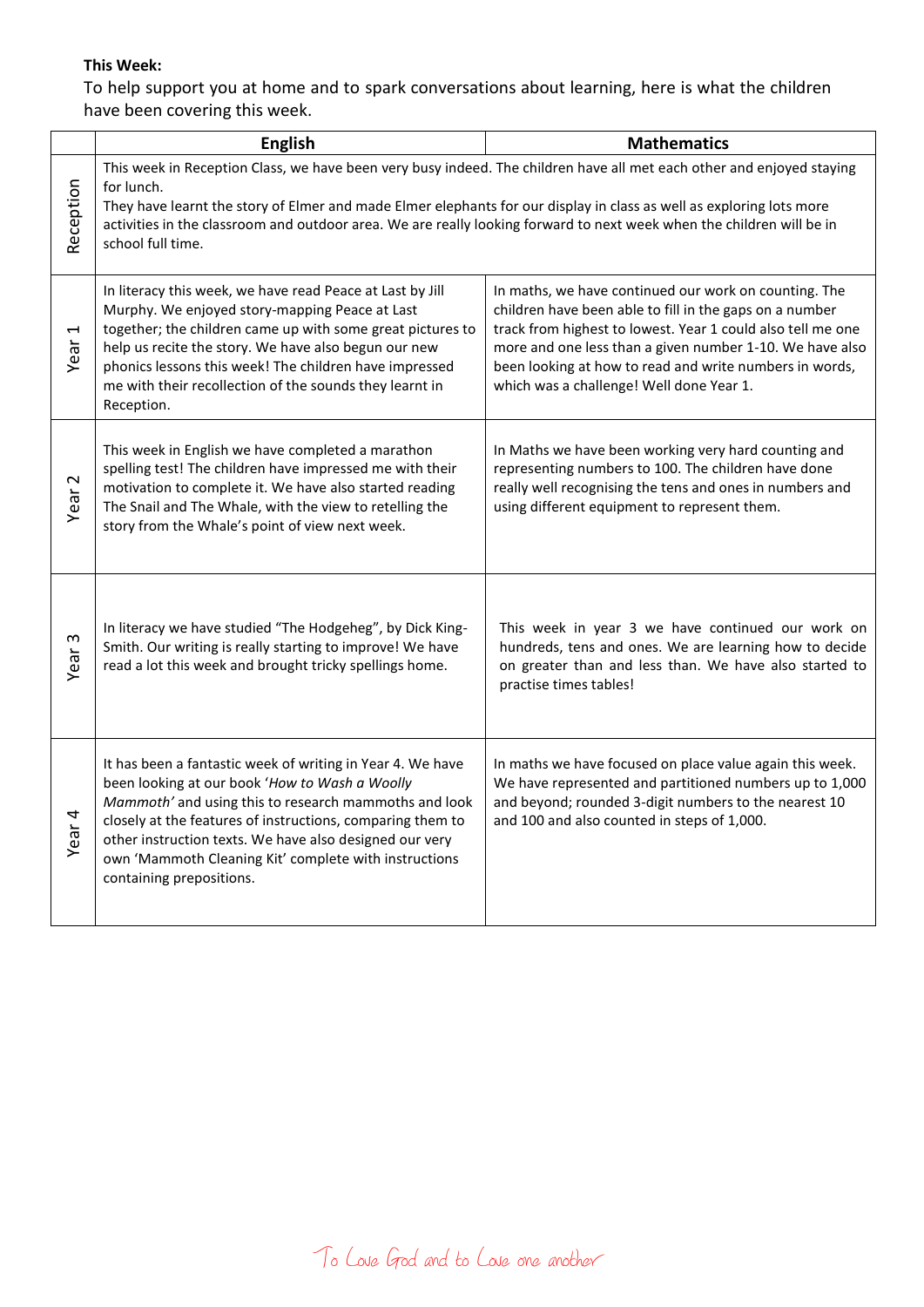**This Week:**

To help support you at home and to spark conversations about learning, here is what the children have been covering this week.

| | English | Mathematics |
|---|---|---|
| Reception | This week in Reception Class, we have been very busy indeed. The children have all met each other and enjoyed staying for lunch. They have learnt the story of Elmer and made Elmer elephants for our display in class as well as exploring lots more activities in the classroom and outdoor area. We are really looking forward to next week when the children will be in school full time. | |
| Year 1 | In literacy this week, we have read Peace at Last by Jill Murphy. We enjoyed story-mapping Peace at Last together; the children came up with some great pictures to help us recite the story. We have also begun our new phonics lessons this week! The children have impressed me with their recollection of the sounds they learnt in Reception. | In maths, we have continued our work on counting. The children have been able to fill in the gaps on a number track from highest to lowest. Year 1 could also tell me one more and one less than a given number 1-10. We have also been looking at how to read and write numbers in words, which was a challenge! Well done Year 1. |
| Year 2 | This week in English we have completed a marathon spelling test! The children have impressed me with their motivation to complete it. We have also started reading The Snail and The Whale, with the view to retelling the story from the Whale's point of view next week. | In Maths we have been working very hard counting and representing numbers to 100. The children have done really well recognising the tens and ones in numbers and using different equipment to represent them. |
| Year 3 | In literacy we have studied "The Hodgeheg", by Dick King-Smith. Our writing is really starting to improve! We have read a lot this week and brought tricky spellings home. | This week in year 3 we have continued our work on hundreds, tens and ones. We are learning how to decide on greater than and less than. We have also started to practise times tables! |
| Year 4 | It has been a fantastic week of writing in Year 4. We have been looking at our book '*How to Wash a Woolly Mammoth*' and using this to research mammoths and look closely at the features of instructions, comparing them to other instruction texts. We have also designed our very own 'Mammoth Cleaning Kit' complete with instructions containing prepositions. | In maths we have focused on place value again this week. We have represented and partitioned numbers up to 1,000 and beyond; rounded 3-digit numbers to the nearest 10 and 100 and also counted in steps of 1,000. |

To Love God and to Love one another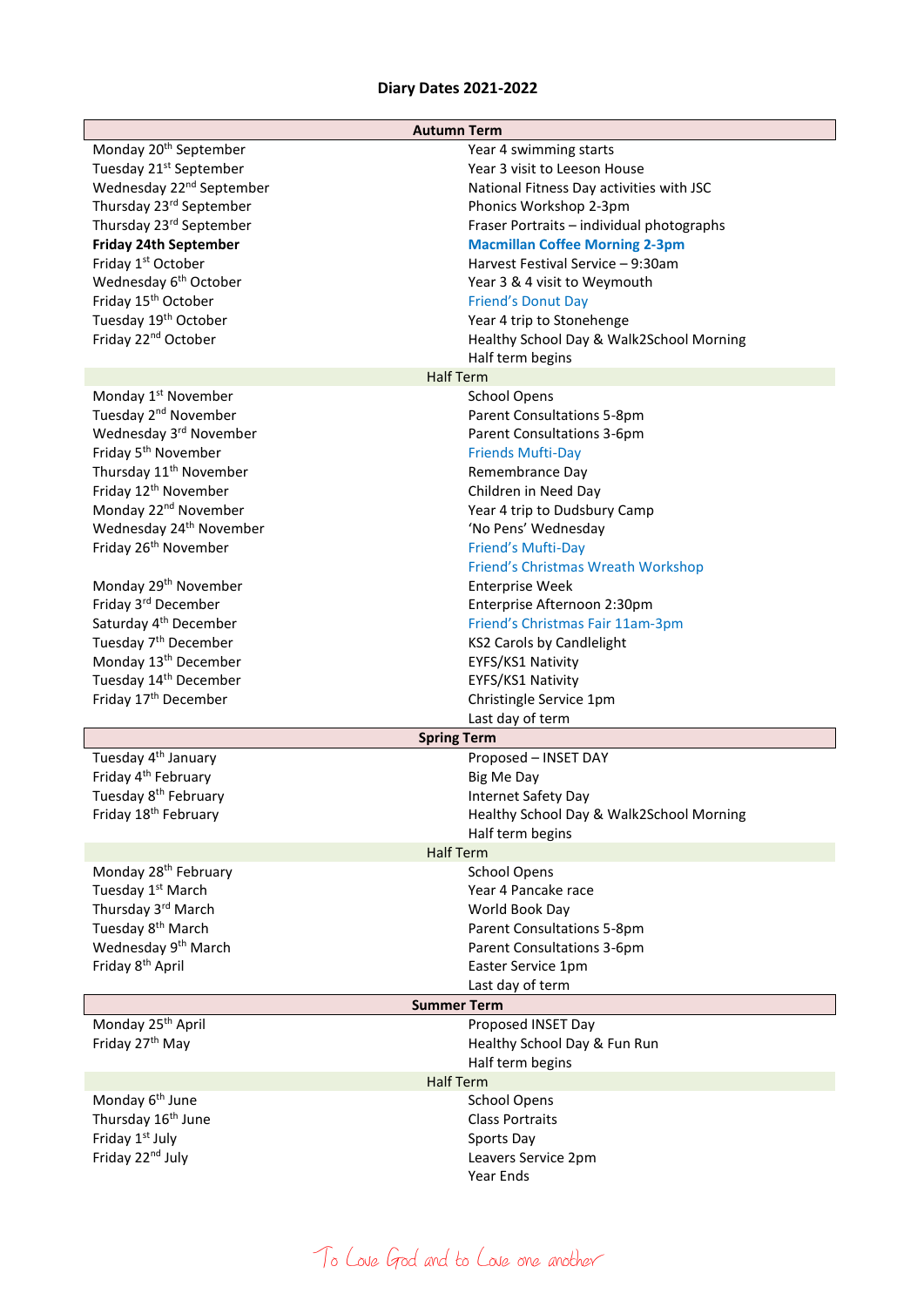**Diary Dates 2021-2022**

| Autumn Term | |
|---|---|
| Monday 20th September | Year 4 swimming starts |
| Tuesday 21st September | Year 3 visit to Leeson House |
| Wednesday 22nd September | National Fitness Day activities with JSC |
| Thursday 23rd September | Phonics Workshop 2-3pm |
| Thursday 23rd September | Fraser Portraits – individual photographs |
| **Friday 24th September** | **Macmillan Coffee Morning 2-3pm** |
| Friday 1st October | Harvest Festival Service – 9:30am |
| Wednesday 6th October | Year 3 & 4 visit to Weymouth |
| Friday 15th October | Friend's Donut Day |
| Tuesday 19th October | Year 4 trip to Stonehenge |
| Friday 22nd October | Healthy School Day & Walk2School Morning |
| | Half term begins |
| Half Term | |
| Monday 1st November | School Opens |
| Tuesday 2nd November | Parent Consultations 5-8pm |
| Wednesday 3rd November | Parent Consultations 3-6pm |
| Friday 5th November | Friends Mufti-Day |
| Thursday 11th November | Remembrance Day |
| Friday 12th November | Children in Need Day |
| Monday 22nd November | Year 4 trip to Dudsbury Camp |
| Wednesday 24th November | 'No Pens' Wednesday |
| Friday 26th November | Friend's Mufti-Day |
| | Friend's Christmas Wreath Workshop |
| Monday 29th November | Enterprise Week |
| Friday 3rd December | Enterprise Afternoon 2:30pm |
| Saturday 4th December | Friend's Christmas Fair 11am-3pm |
| Tuesday 7th December | KS2 Carols by Candlelight |
| Monday 13th December | EYFS/KS1 Nativity |
| Tuesday 14th December | EYFS/KS1 Nativity |
| Friday 17th December | Christingle Service 1pm |
| | Last day of term |
| **Spring Term** | |
| Tuesday 4th January | Proposed – INSET DAY |
| Friday 4th February | Big Me Day |
| Tuesday 8th February | Internet Safety Day |
| Friday 18th February | Healthy School Day & Walk2School Morning |
| | Half term begins |
| Half Term | |
| Monday 28th February | School Opens |
| Tuesday 1st March | Year 4 Pancake race |
| Thursday 3rd March | World Book Day |
| Tuesday 8th March | Parent Consultations 5-8pm |
| Wednesday 9th March | Parent Consultations 3-6pm |
| Friday 8th April | Easter Service 1pm |
| | Last day of term |
| **Summer Term** | |
| Monday 25th April | Proposed INSET Day |
| Friday 27th May | Healthy School Day & Fun Run |
| | Half term begins |
| Half Term | |
| Monday 6th June | School Opens |
| Thursday 16th June | Class Portraits |
| Friday 1st July | Sports Day |
| Friday 22nd July | Leavers Service 2pm |
| | Year Ends |

*To Love God and to Love one another*